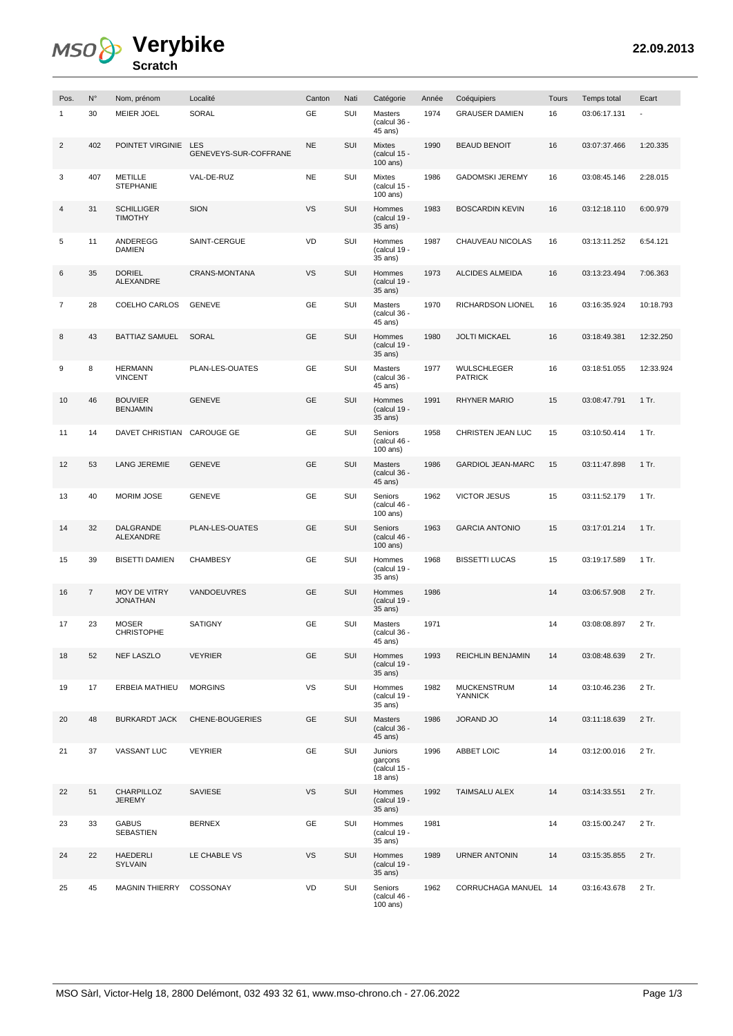# MSO Verybike

## Scratch

22.09.2013

| Pos. | N° | Nom, prénom | Localité | Canton | Nati | Catégorie | Année | Coéquipiers | Tours | Temps total | Ecart |
|---|---|---|---|---|---|---|---|---|---|---|---|
| 1 | 30 | MEIER JOEL | SORAL | GE | SUI | Masters (calcul 36 - 45 ans) | 1974 | GRAUSER DAMIEN | 16 | 03:06:17.131 | - |
| 2 | 402 | POINTET VIRGINIE | LES GENEVEYS-SUR-COFFRANE | NE | SUI | Mixtes (calcul 15 - 100 ans) | 1990 | BEAUD BENOIT | 16 | 03:07:37.466 | 1:20.335 |
| 3 | 407 | METILLE STEPHANIE | VAL-DE-RUZ | NE | SUI | Mixtes (calcul 15 - 100 ans) | 1986 | GADOMSKI JEREMY | 16 | 03:08:45.146 | 2:28.015 |
| 4 | 31 | SCHILLIGER TIMOTHY | SION | VS | SUI | Hommes (calcul 19 - 35 ans) | 1983 | BOSCARDIN KEVIN | 16 | 03:12:18.110 | 6:00.979 |
| 5 | 11 | ANDEREGG DAMIEN | SAINT-CERGUE | VD | SUI | Hommes (calcul 19 - 35 ans) | 1987 | CHAUVEAU NICOLAS | 16 | 03:13:11.252 | 6:54.121 |
| 6 | 35 | DORIEL ALEXANDRE | CRANS-MONTANA | VS | SUI | Hommes (calcul 19 - 35 ans) | 1973 | ALCIDES ALMEIDA | 16 | 03:13:23.494 | 7:06.363 |
| 7 | 28 | COELHO CARLOS | GENEVE | GE | SUI | Masters (calcul 36 - 45 ans) | 1970 | RICHARDSON LIONEL | 16 | 03:16:35.924 | 10:18.793 |
| 8 | 43 | BATTIAZ SAMUEL | SORAL | GE | SUI | Hommes (calcul 19 - 35 ans) | 1980 | JOLTI MICKAEL | 16 | 03:18:49.381 | 12:32.250 |
| 9 | 8 | HERMANN VINCENT | PLAN-LES-OUATES | GE | SUI | Masters (calcul 36 - 45 ans) | 1977 | WULSCHLEGER PATRICK | 16 | 03:18:51.055 | 12:33.924 |
| 10 | 46 | BOUVIER BENJAMIN | GENEVE | GE | SUI | Hommes (calcul 19 - 35 ans) | 1991 | RHYNER MARIO | 15 | 03:08:47.791 | 1 Tr. |
| 11 | 14 | DAVET CHRISTIAN | CAROUGE GE | GE | SUI | Seniors (calcul 46 - 100 ans) | 1958 | CHRISTEN JEAN LUC | 15 | 03:10:50.414 | 1 Tr. |
| 12 | 53 | LANG JEREMIE | GENEVE | GE | SUI | Masters (calcul 36 - 45 ans) | 1986 | GARDIOL JEAN-MARC | 15 | 03:11:47.898 | 1 Tr. |
| 13 | 40 | MORIM JOSE | GENEVE | GE | SUI | Seniors (calcul 46 - 100 ans) | 1962 | VICTOR JESUS | 15 | 03:11:52.179 | 1 Tr. |
| 14 | 32 | DALGRANDE ALEXANDRE | PLAN-LES-OUATES | GE | SUI | Seniors (calcul 46 - 100 ans) | 1963 | GARCIA ANTONIO | 15 | 03:17:01.214 | 1 Tr. |
| 15 | 39 | BISETTI DAMIEN | CHAMBESY | GE | SUI | Hommes (calcul 19 - 35 ans) | 1968 | BISSETTI LUCAS | 15 | 03:19:17.589 | 1 Tr. |
| 16 | 7 | MOY DE VITRY JONATHAN | VANDOEUVRES | GE | SUI | Hommes (calcul 19 - 35 ans) | 1986 | | 14 | 03:06:57.908 | 2 Tr. |
| 17 | 23 | MOSER CHRISTOPHE | SATIGNY | GE | SUI | Masters (calcul 36 - 45 ans) | 1971 | | 14 | 03:08:08.897 | 2 Tr. |
| 18 | 52 | NEF LASZLO | VEYRIER | GE | SUI | Hommes (calcul 19 - 35 ans) | 1993 | REICHLIN BENJAMIN | 14 | 03:08:48.639 | 2 Tr. |
| 19 | 17 | ERBEIA MATHIEU | MORGINS | VS | SUI | Hommes (calcul 19 - 35 ans) | 1982 | MUCKENSTRUM YANNICK | 14 | 03:10:46.236 | 2 Tr. |
| 20 | 48 | BURKARDT JACK | CHENE-BOUGERIES | GE | SUI | Masters (calcul 36 - 45 ans) | 1986 | JORAND JO | 14 | 03:11:18.639 | 2 Tr. |
| 21 | 37 | VASSANT LUC | VEYRIER | GE | SUI | Juniors garçons (calcul 15 - 18 ans) | 1996 | ABBET LOIC | 14 | 03:12:00.016 | 2 Tr. |
| 22 | 51 | CHARPILLOZ JEREMY | SAVIESE | VS | SUI | Hommes (calcul 19 - 35 ans) | 1992 | TAIMSALU ALEX | 14 | 03:14:33.551 | 2 Tr. |
| 23 | 33 | GABUS SEBASTIEN | BERNEX | GE | SUI | Hommes (calcul 19 - 35 ans) | 1981 | | 14 | 03:15:00.247 | 2 Tr. |
| 24 | 22 | HAEDERLI SYLVAIN | LE CHABLE VS | VS | SUI | Hommes (calcul 19 - 35 ans) | 1989 | URNER ANTONIN | 14 | 03:15:35.855 | 2 Tr. |
| 25 | 45 | MAGNIN THIERRY | COSSONAY | VD | SUI | Seniors (calcul 46 - 100 ans) | 1962 | CORRUCHAGA MANUEL | 14 | 03:16:43.678 | 2 Tr. |

MSO Sàrl, Victor-Helg 18, 2800 Delémont, 032 493 32 61, www.mso-chrono.ch - 27.06.2022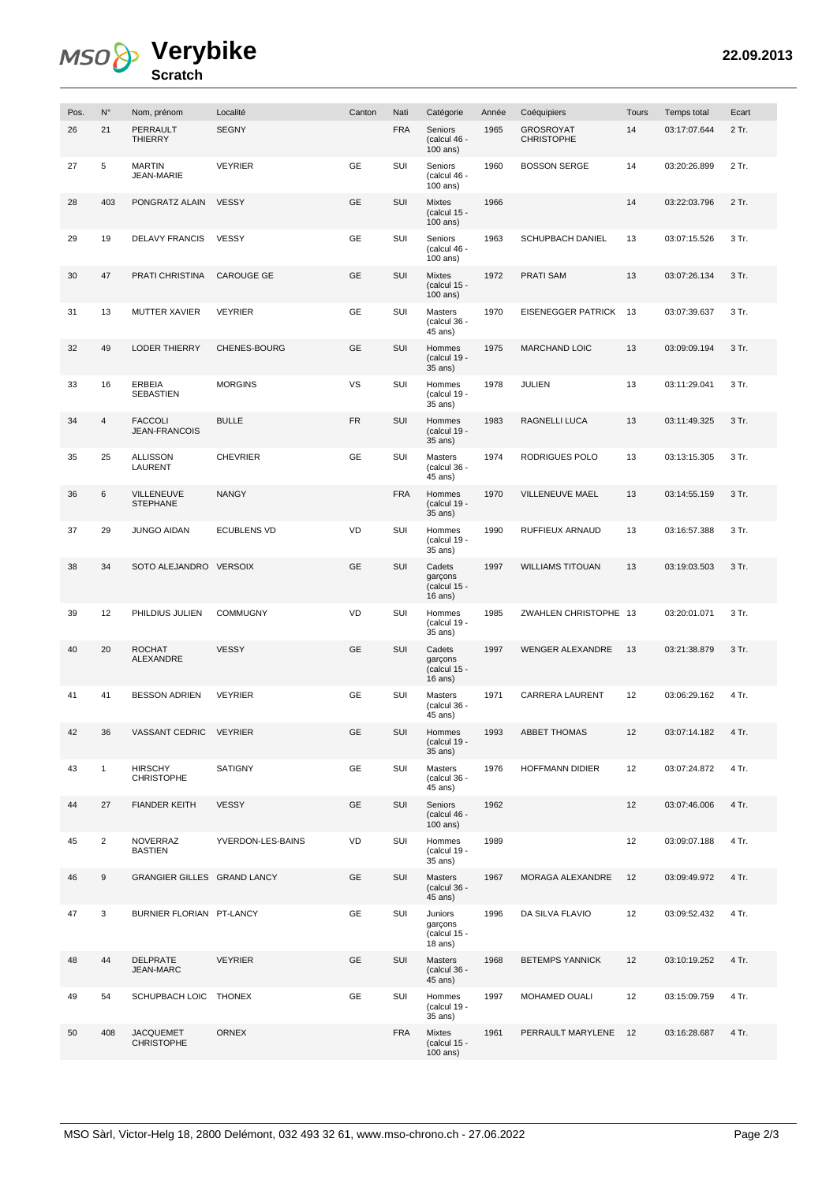# Verybike

**Scratch**

**22.09.2013**

| Pos. | N° | Nom, prénom | Localité | Canton | Nati | Catégorie | Année | Coéquipiers | Tours | Temps total | Ecart |
|---|---|---|---|---|---|---|---|---|---|---|---|
| 26 | 21 | PERRAULT THIERRY | SEGNY | | FRA | Seniors (calcul 46 - 100 ans) | 1965 | GROSROYAT CHRISTOPHE | 14 | 03:17:07.644 | 2 Tr. |
| 27 | 5 | MARTIN JEAN-MARIE | VEYRIER | GE | SUI | Seniors (calcul 46 - 100 ans) | 1960 | BOSSON SERGE | 14 | 03:20:26.899 | 2 Tr. |
| 28 | 403 | PONGRATZ ALAIN | VESSY | GE | SUI | Mixtes (calcul 15 - 100 ans) | 1966 | | 14 | 03:22:03.796 | 2 Tr. |
| 29 | 19 | DELAVY FRANCIS | VESSY | GE | SUI | Seniors (calcul 46 - 100 ans) | 1963 | SCHUPBACH DANIEL | 13 | 03:07:15.526 | 3 Tr. |
| 30 | 47 | PRATI CHRISTINA | CAROUGE GE | GE | SUI | Mixtes (calcul 15 - 100 ans) | 1972 | PRATI SAM | 13 | 03:07:26.134 | 3 Tr. |
| 31 | 13 | MUTTER XAVIER | VEYRIER | GE | SUI | Masters (calcul 36 - 45 ans) | 1970 | EISENEGGER PATRICK | 13 | 03:07:39.637 | 3 Tr. |
| 32 | 49 | LODER THIERRY | CHENES-BOURG | GE | SUI | Hommes (calcul 19 - 35 ans) | 1975 | MARCHAND LOIC | 13 | 03:09:09.194 | 3 Tr. |
| 33 | 16 | ERBEIA SEBASTIEN | MORGINS | VS | SUI | Hommes (calcul 19 - 35 ans) | 1978 | JULIEN | 13 | 03:11:29.041 | 3 Tr. |
| 34 | 4 | FACCOLI JEAN-FRANCOIS | BULLE | FR | SUI | Hommes (calcul 19 - 35 ans) | 1983 | RAGNELLI LUCA | 13 | 03:11:49.325 | 3 Tr. |
| 35 | 25 | ALLISSON LAURENT | CHEVRIER | GE | SUI | Masters (calcul 36 - 45 ans) | 1974 | RODRIGUES POLO | 13 | 03:13:15.305 | 3 Tr. |
| 36 | 6 | VILLENEUVE STEPHANE | NANGY | | FRA | Hommes (calcul 19 - 35 ans) | 1970 | VILLENEUVE MAEL | 13 | 03:14:55.159 | 3 Tr. |
| 37 | 29 | JUNGO AIDAN | ECUBLENS VD | VD | SUI | Hommes (calcul 19 - 35 ans) | 1990 | RUFFIEUX ARNAUD | 13 | 03:16:57.388 | 3 Tr. |
| 38 | 34 | SOTO ALEJANDRO | VERSOIX | GE | SUI | Cadets garçons (calcul 15 - 16 ans) | 1997 | WILLIAMS TITOUAN | 13 | 03:19:03.503 | 3 Tr. |
| 39 | 12 | PHILDIUS JULIEN | COMMUGNY | VD | SUI | Hommes (calcul 19 - 35 ans) | 1985 | ZWAHLEN CHRISTOPHE | 13 | 03:20:01.071 | 3 Tr. |
| 40 | 20 | ROCHAT ALEXANDRE | VESSY | GE | SUI | Cadets garçons (calcul 15 - 16 ans) | 1997 | WENGER ALEXANDRE | 13 | 03:21:38.879 | 3 Tr. |
| 41 | 41 | BESSON ADRIEN | VEYRIER | GE | SUI | Masters (calcul 36 - 45 ans) | 1971 | CARRERA LAURENT | 12 | 03:06:29.162 | 4 Tr. |
| 42 | 36 | VASSANT CEDRIC | VEYRIER | GE | SUI | Hommes (calcul 19 - 35 ans) | 1993 | ABBET THOMAS | 12 | 03:07:14.182 | 4 Tr. |
| 43 | 1 | HIRSCHY CHRISTOPHE | SATIGNY | GE | SUI | Masters (calcul 36 - 45 ans) | 1976 | HOFFMANN DIDIER | 12 | 03:07:24.872 | 4 Tr. |
| 44 | 27 | FIANDER KEITH | VESSY | GE | SUI | Seniors (calcul 46 - 100 ans) | 1962 | | 12 | 03:07:46.006 | 4 Tr. |
| 45 | 2 | NOVERRAZ BASTIEN | YVERDON-LES-BAINS | VD | SUI | Hommes (calcul 19 - 35 ans) | 1989 | | 12 | 03:09:07.188 | 4 Tr. |
| 46 | 9 | GRANGIER GILLES | GRAND LANCY | GE | SUI | Masters (calcul 36 - 45 ans) | 1967 | MORAGA ALEXANDRE | 12 | 03:09:49.972 | 4 Tr. |
| 47 | 3 | BURNIER FLORIAN | PT-LANCY | GE | SUI | Juniors garçons (calcul 15 - 18 ans) | 1996 | DA SILVA FLAVIO | 12 | 03:09:52.432 | 4 Tr. |
| 48 | 44 | DELPRATE JEAN-MARC | VEYRIER | GE | SUI | Masters (calcul 36 - 45 ans) | 1968 | BETEMPS YANNICK | 12 | 03:10:19.252 | 4 Tr. |
| 49 | 54 | SCHUPBACH LOIC | THONEX | GE | SUI | Hommes (calcul 19 - 35 ans) | 1997 | MOHAMED OUALI | 12 | 03:15:09.759 | 4 Tr. |
| 50 | 408 | JACQUEMET CHRISTOPHE | ORNEX | | FRA | Mixtes (calcul 15 - 100 ans) | 1961 | PERRAULT MARYLENE | 12 | 03:16:28.687 | 4 Tr. |

MSO Sàrl, Victor-Helg 18, 2800 Delémont, 032 493 32 61, www.mso-chrono.ch - 27.06.2022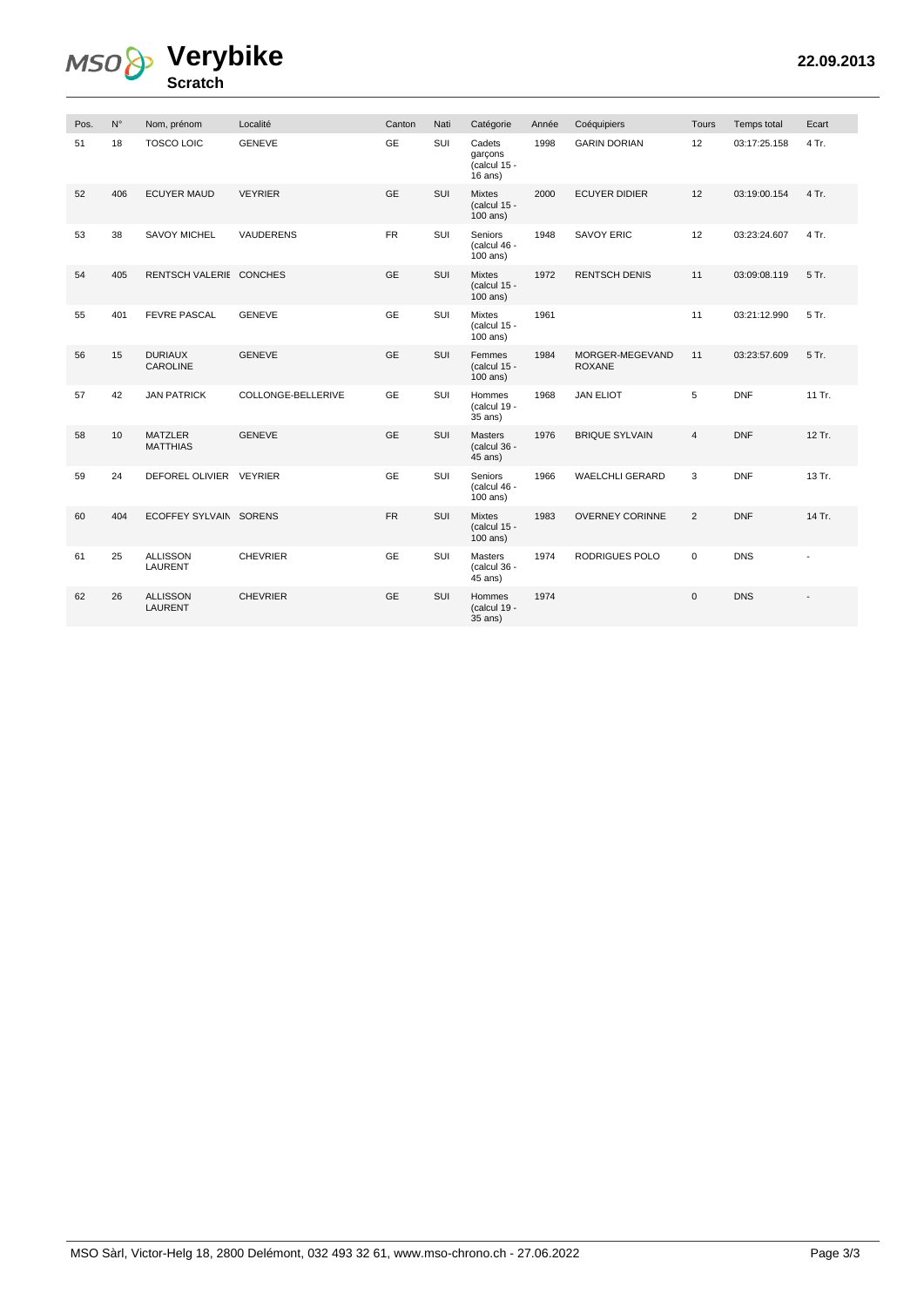# Verybike

**Scratch**

**22.09.2013**

| Pos. | N° | Nom, prénom | Localité | Canton | Nati | Catégorie | Année | Coéquipiers | Tours | Temps total | Ecart |
|---|---|---|---|---|---|---|---|---|---|---|---|
| 51 | 18 | TOSCO LOIC | GENEVE | GE | SUI | Cadets garçons (calcul 15 - 16 ans) | 1998 | GARIN DORIAN | 12 | 03:17:25.158 | 4 Tr. |
| 52 | 406 | ECUYER MAUD | VEYRIER | GE | SUI | Mixtes (calcul 15 - 100 ans) | 2000 | ECUYER DIDIER | 12 | 03:19:00.154 | 4 Tr. |
| 53 | 38 | SAVOY MICHEL | VAUDERENS | FR | SUI | Seniors (calcul 46 - 100 ans) | 1948 | SAVOY ERIC | 12 | 03:23:24.607 | 4 Tr. |
| 54 | 405 | RENTSCH VALERIE | CONCHES | GE | SUI | Mixtes (calcul 15 - 100 ans) | 1972 | RENTSCH DENIS | 11 | 03:09:08.119 | 5 Tr. |
| 55 | 401 | FEVRE PASCAL | GENEVE | GE | SUI | Mixtes (calcul 15 - 100 ans) | 1961 | | 11 | 03:21:12.990 | 5 Tr. |
| 56 | 15 | DURIAUX CAROLINE | GENEVE | GE | SUI | Femmes (calcul 15 - 100 ans) | 1984 | MORGER-MEGEVAND ROXANE | 11 | 03:23:57.609 | 5 Tr. |
| 57 | 42 | JAN PATRICK | COLLONGE-BELLERIVE | GE | SUI | Hommes (calcul 19 - 35 ans) | 1968 | JAN ELIOT | 5 | DNF | 11 Tr. |
| 58 | 10 | MATZLER MATTHIAS | GENEVE | GE | SUI | Masters (calcul 36 - 45 ans) | 1976 | BRIQUE SYLVAIN | 4 | DNF | 12 Tr. |
| 59 | 24 | DEFOREL OLIVIER | VEYRIER | GE | SUI | Seniors (calcul 46 - 100 ans) | 1966 | WAELCHLI GERARD | 3 | DNF | 13 Tr. |
| 60 | 404 | ECOFFEY SYLVAIN | SORENS | FR | SUI | Mixtes (calcul 15 - 100 ans) | 1983 | OVERNEY CORINNE | 2 | DNF | 14 Tr. |
| 61 | 25 | ALLISSON LAURENT | CHEVRIER | GE | SUI | Masters (calcul 36 - 45 ans) | 1974 | RODRIGUES POLO | 0 | DNS | - |
| 62 | 26 | ALLISSON LAURENT | CHEVRIER | GE | SUI | Hommes (calcul 19 - 35 ans) | 1974 | | 0 | DNS | - |

MSO Sàrl, Victor-Helg 18, 2800 Delémont, 032 493 32 61, www.mso-chrono.ch - 27.06.2022